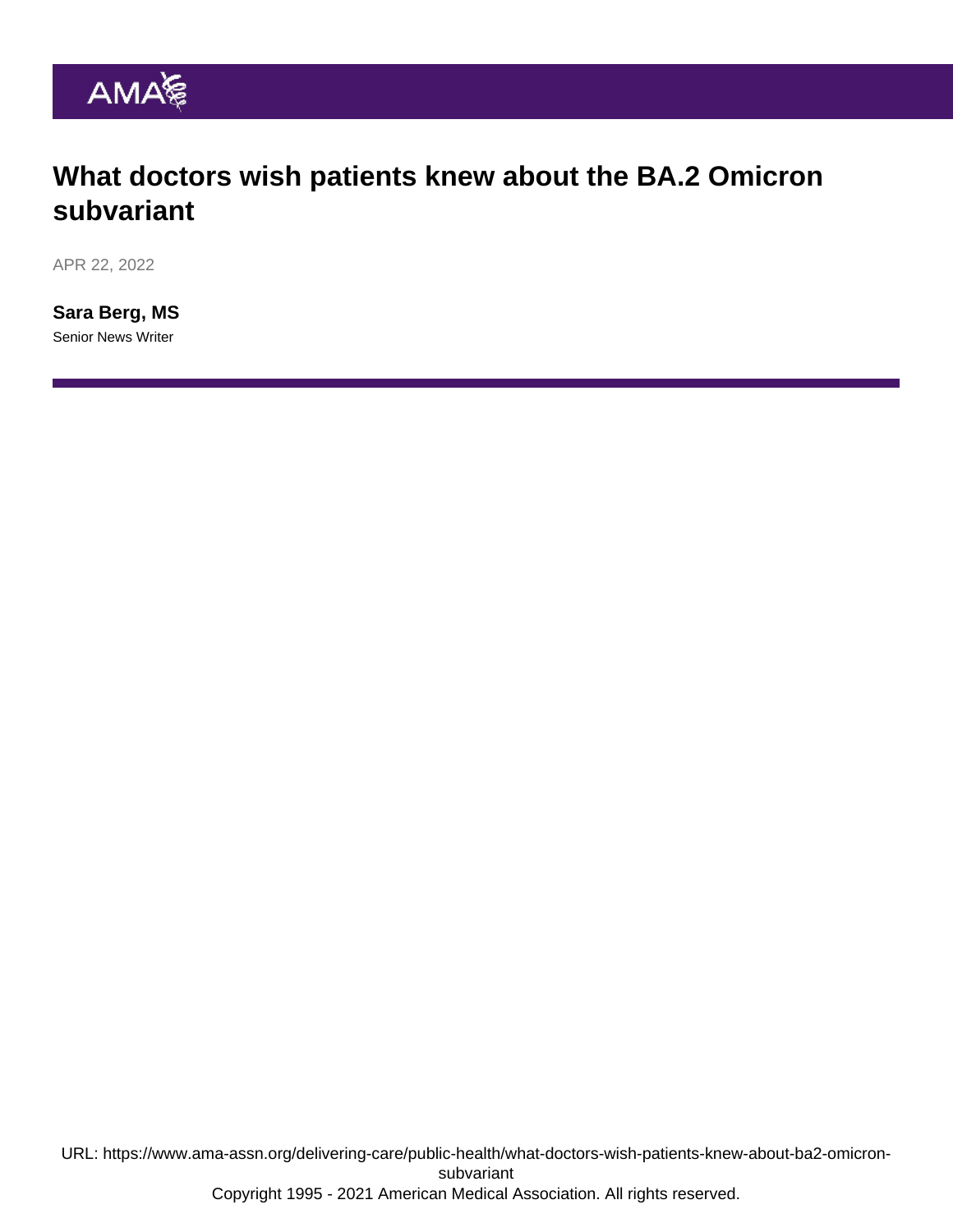# What doctors wish patients knew about the BA.2 Omicron subvariant

APR 22, 2022

**Sara Berg, MS**

Senior News Writer

URL: https://www.ama-assn.org/delivering-care/public-health/what-doctors-wish-patients-knew-about-ba2-omicron-subvariant

Copyright 1995 - 2021 American Medical Association. All rights reserved.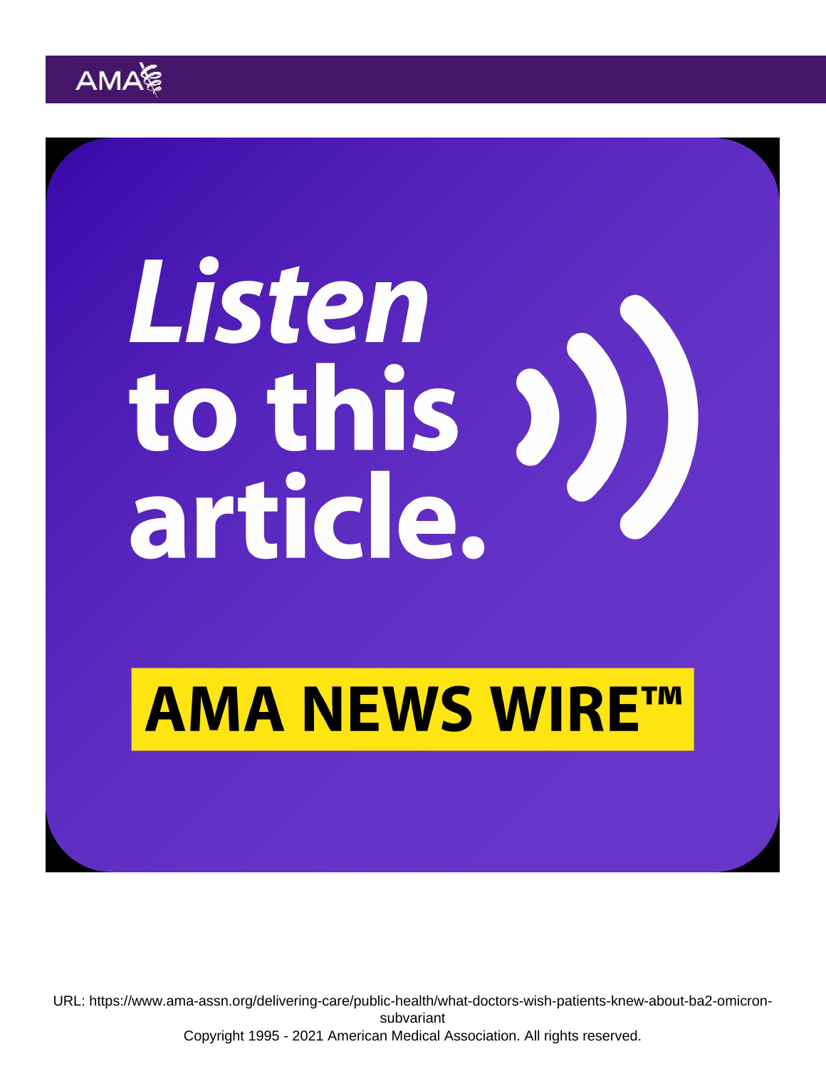Listen to this article.

AMA NEWS WIRE™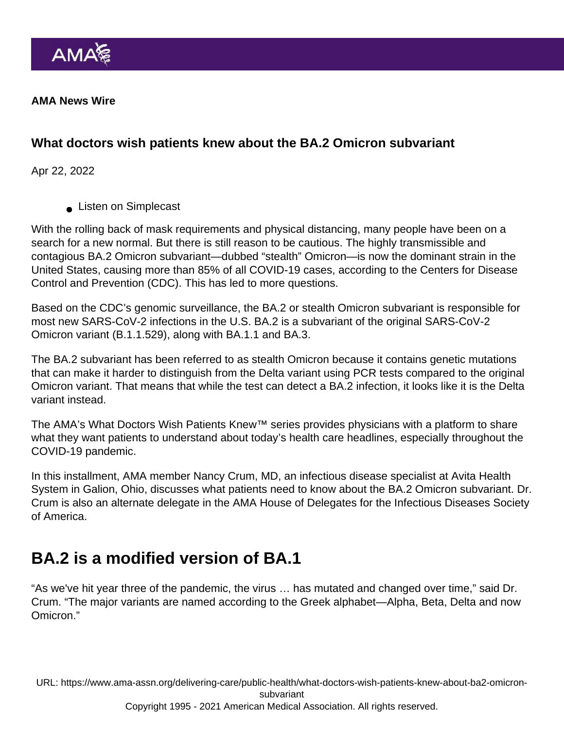AMA News Wire

## What doctors wish patients knew about the BA.2 Omicron subvariant

Apr 22, 2022

- Listen on Simplecast

With the rolling back of mask requirements and physical distancing, many people have been on a search for a new normal. But there is still reason to be cautious. The highly transmissible and contagious BA.2 Omicron subvariant—dubbed “stealth” Omicron—is now the dominant strain in the United States, causing more than 85% of all COVID-19 cases, according to the Centers for Disease Control and Prevention (CDC). This has led to more questions.

Based on the CDC’s genomic surveillance, the BA.2 or stealth Omicron subvariant is responsible for most new SARS-CoV-2 infections in the U.S. BA.2 is a subvariant of the original SARS-CoV-2 Omicron variant (B.1.1.529), along with BA.1.1 and BA.3.

The BA.2 subvariant has been referred to as stealth Omicron because it contains genetic mutations that can make it harder to distinguish from the Delta variant using PCR tests compared to the original Omicron variant. That means that while the test can detect a BA.2 infection, it looks like it is the Delta variant instead.

The AMA’s What Doctors Wish Patients Knew™ series provides physicians with a platform to share what they want patients to understand about today’s health care headlines, especially throughout the COVID-19 pandemic.

In this installment, AMA member Nancy Crum, MD, an infectious disease specialist at Avita Health System in Galion, Ohio, discusses what patients need to know about the BA.2 Omicron subvariant. Dr. Crum is also an alternate delegate in the AMA House of Delegates for the Infectious Diseases Society of America.

# BA.2 is a modified version of BA.1

“As we've hit year three of the pandemic, the virus … has mutated and changed over time,” said Dr. Crum. “The major variants are named according to the Greek alphabet—Alpha, Beta, Delta and now Omicron.”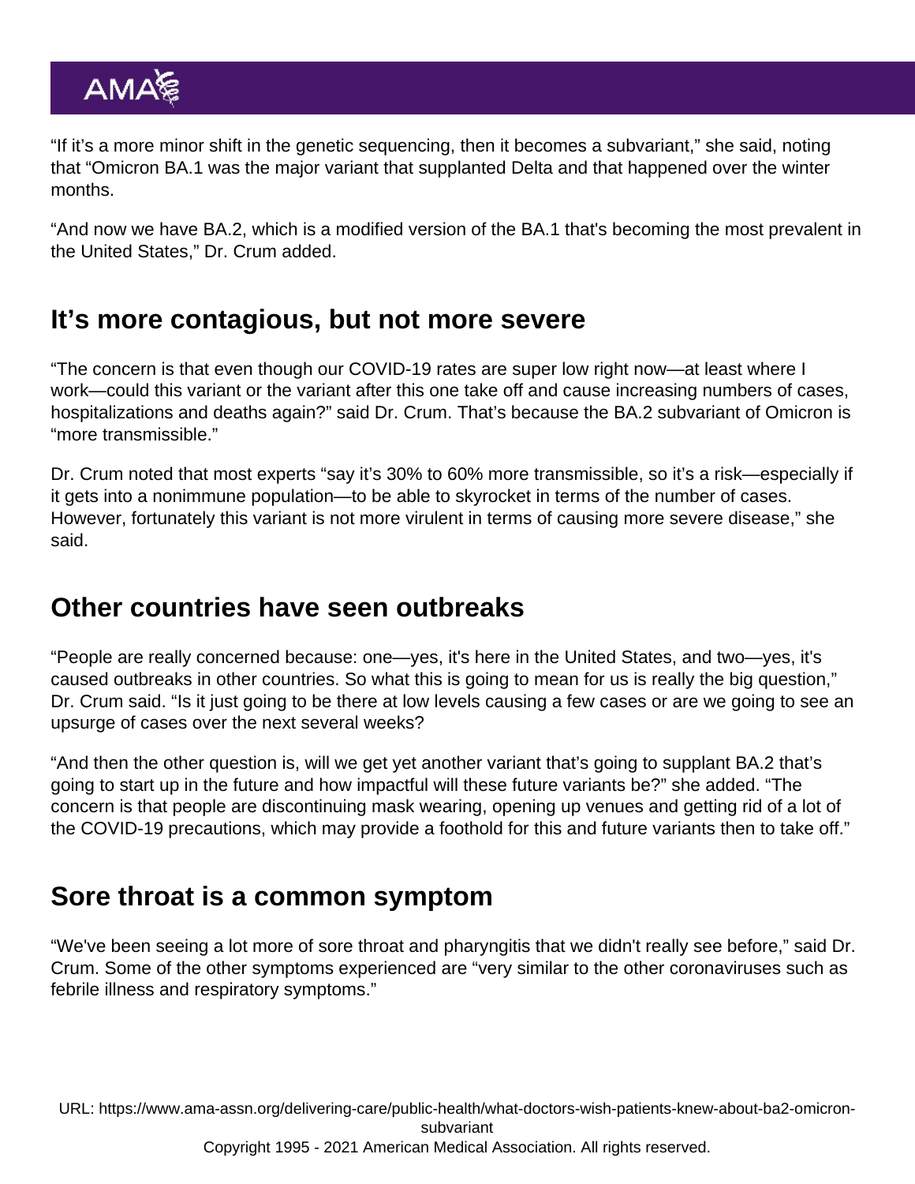"If it's a more minor shift in the genetic sequencing, then it becomes a subvariant," she said, noting that "Omicron BA.1 was the major variant that supplanted Delta and that happened over the winter months.

"And now we have BA.2, which is a modified version of the BA.1 that's becoming the most prevalent in the United States," Dr. Crum added.

## It's more contagious, but not more severe

"The concern is that even though our COVID-19 rates are super low right now—at least where I work—could this variant or the variant after this one take off and cause increasing numbers of cases, hospitalizations and deaths again?" said Dr. Crum. That's because the BA.2 subvariant of Omicron is "more transmissible."

Dr. Crum noted that most experts "say it's 30% to 60% more transmissible, so it's a risk—especially if it gets into a nonimmune population—to be able to skyrocket in terms of the number of cases. However, fortunately this variant is not more virulent in terms of causing more severe disease," she said.

## Other countries have seen outbreaks

"People are really concerned because: one—yes, it's here in the United States, and two—yes, it's caused outbreaks in other countries. So what this is going to mean for us is really the big question," Dr. Crum said. "Is it just going to be there at low levels causing a few cases or are we going to see an upsurge of cases over the next several weeks?

"And then the other question is, will we get yet another variant that's going to supplant BA.2 that's going to start up in the future and how impactful will these future variants be?" she added. "The concern is that people are discontinuing mask wearing, opening up venues and getting rid of a lot of the COVID-19 precautions, which may provide a foothold for this and future variants then to take off."

## Sore throat is a common symptom

"We've been seeing a lot more of sore throat and pharyngitis that we didn't really see before," said Dr. Crum. Some of the other symptoms experienced are "very similar to the other coronaviruses such as febrile illness and respiratory symptoms."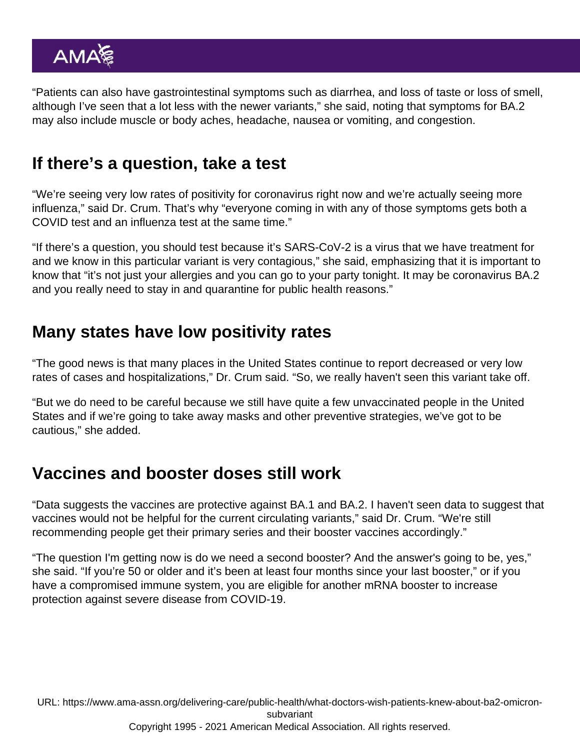“Patients can also have gastrointestinal symptoms such as diarrhea, and loss of taste or loss of smell, although I’ve seen that a lot less with the newer variants,” she said, noting that symptoms for BA.2 may also include muscle or body aches, headache, nausea or vomiting, and congestion.

## If there’s a question, take a test

“We’re seeing very low rates of positivity for coronavirus right now and we’re actually seeing more influenza,” said Dr. Crum. That’s why “everyone coming in with any of those symptoms gets both a COVID test and an influenza test at the same time.”

“If there’s a question, you should test because it’s SARS-CoV-2 is a virus that we have treatment for and we know in this particular variant is very contagious,” she said, emphasizing that it is important to know that “it’s not just your allergies and you can go to your party tonight. It may be coronavirus BA.2 and you really need to stay in and quarantine for public health reasons.”

## Many states have low positivity rates

“The good news is that many places in the United States continue to report decreased or very low rates of cases and hospitalizations,” Dr. Crum said. “So, we really haven't seen this variant take off.

“But we do need to be careful because we still have quite a few unvaccinated people in the United States and if we’re going to take away masks and other preventive strategies, we’ve got to be cautious,” she added.

## Vaccines and booster doses still work

“Data suggests the vaccines are protective against BA.1 and BA.2. I haven't seen data to suggest that vaccines would not be helpful for the current circulating variants,” said Dr. Crum. “We're still recommending people get their primary series and their booster vaccines accordingly.”

“The question I'm getting now is do we need a second booster? And the answer's going to be, yes,” she said. “If you’re 50 or older and it’s been at least four months since your last booster,” or if you have a compromised immune system, you are eligible for another mRNA booster to increase protection against severe disease from COVID-19.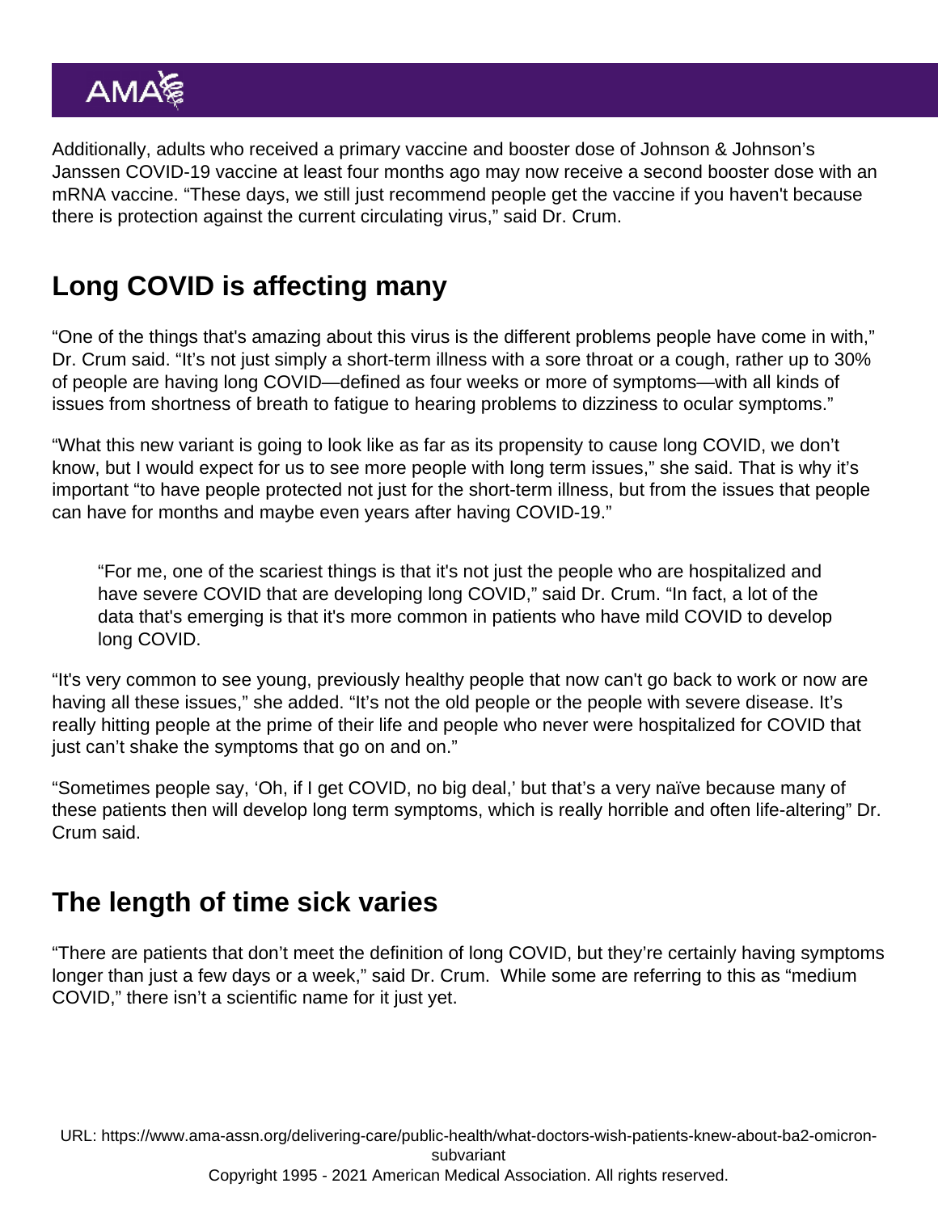Additionally, adults who received a primary vaccine and booster dose of Johnson & Johnson's Janssen COVID-19 vaccine at least four months ago may now receive a second booster dose with an mRNA vaccine. "These days, we still just recommend people get the vaccine if you haven't because there is protection against the current circulating virus," said Dr. Crum.

## Long COVID is affecting many

"One of the things that's amazing about this virus is the different problems people have come in with," Dr. Crum said. "It's not just simply a short-term illness with a sore throat or a cough, rather up to 30% of people are having long COVID—defined as four weeks or more of symptoms—with all kinds of issues from shortness of breath to fatigue to hearing problems to dizziness to ocular symptoms."

"What this new variant is going to look like as far as its propensity to cause long COVID, we don't know, but I would expect for us to see more people with long term issues," she said. That is why it's important "to have people protected not just for the short-term illness, but from the issues that people can have for months and maybe even years after having COVID-19."

> "For me, one of the scariest things is that it's not just the people who are hospitalized and have severe COVID that are developing long COVID," said Dr. Crum. "In fact, a lot of the data that's emerging is that it's more common in patients who have mild COVID to develop long COVID.

"It's very common to see young, previously healthy people that now can't go back to work or now are having all these issues," she added. "It's not the old people or the people with severe disease. It's really hitting people at the prime of their life and people who never were hospitalized for COVID that just can't shake the symptoms that go on and on."

"Sometimes people say, 'Oh, if I get COVID, no big deal,' but that's a very naïve because many of these patients then will develop long term symptoms, which is really horrible and often life-altering" Dr. Crum said.

## The length of time sick varies

"There are patients that don't meet the definition of long COVID, but they're certainly having symptoms longer than just a few days or a week," said Dr. Crum. While some are referring to this as "medium COVID," there isn't a scientific name for it just yet.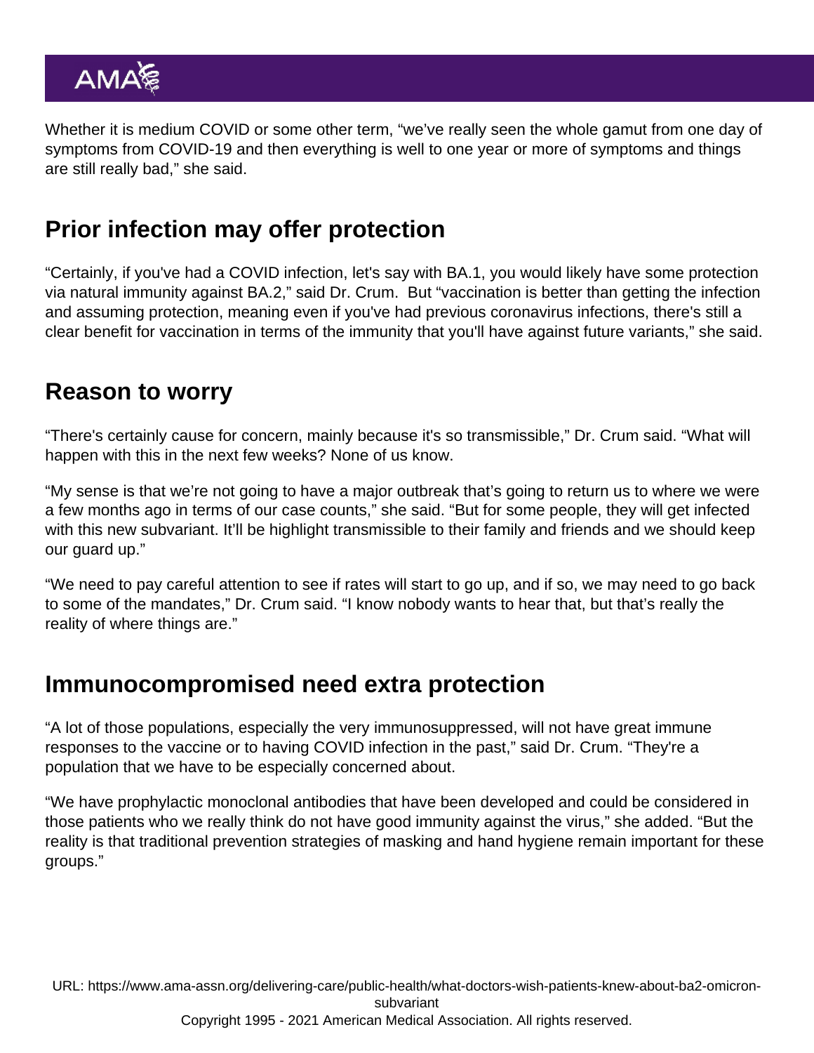Whether it is medium COVID or some other term, “we’ve really seen the whole gamut from one day of symptoms from COVID-19 and then everything is well to one year or more of symptoms and things are still really bad,” she said.

## Prior infection may offer protection

“Certainly, if you've had a COVID infection, let's say with BA.1, you would likely have some protection via natural immunity against BA.2,” said Dr. Crum.  But “vaccination is better than getting the infection and assuming protection, meaning even if you've had previous coronavirus infections, there's still a clear benefit for vaccination in terms of the immunity that you'll have against future variants,” she said.

## Reason to worry

“There's certainly cause for concern, mainly because it's so transmissible,” Dr. Crum said. “What will happen with this in the next few weeks? None of us know.

“My sense is that we’re not going to have a major outbreak that’s going to return us to where we were a few months ago in terms of our case counts,” she said. “But for some people, they will get infected with this new subvariant. It’ll be highlight transmissible to their family and friends and we should keep our guard up.”

“We need to pay careful attention to see if rates will start to go up, and if so, we may need to go back to some of the mandates,” Dr. Crum said. “I know nobody wants to hear that, but that’s really the reality of where things are.”

## Immunocompromised need extra protection

“A lot of those populations, especially the very immunosuppressed, will not have great immune responses to the vaccine or to having COVID infection in the past,” said Dr. Crum. “They're a population that we have to be especially concerned about.

“We have prophylactic monoclonal antibodies that have been developed and could be considered in those patients who we really think do not have good immunity against the virus,” she added. “But the reality is that traditional prevention strategies of masking and hand hygiene remain important for these groups.”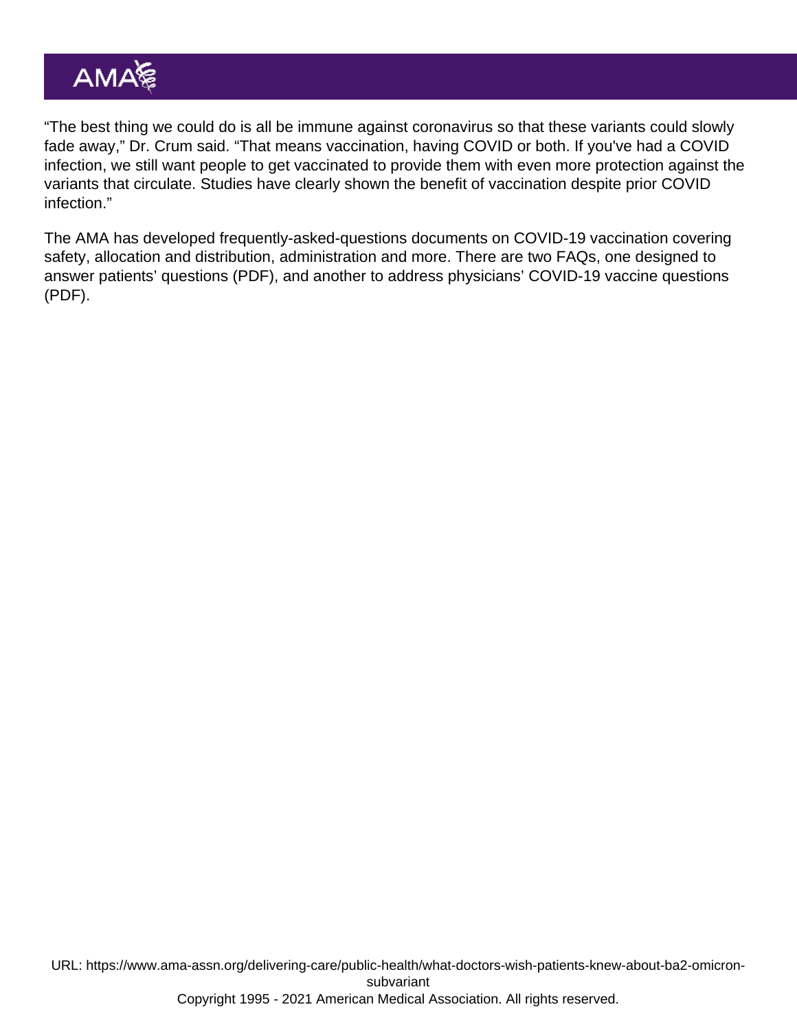"The best thing we could do is all be immune against coronavirus so that these variants could slowly fade away," Dr. Crum said. "That means vaccination, having COVID or both. If you've had a COVID infection, we still want people to get vaccinated to provide them with even more protection against the variants that circulate. Studies have clearly shown the benefit of vaccination despite prior COVID infection."

The AMA has developed frequently-asked-questions documents on COVID-19 vaccination covering safety, allocation and distribution, administration and more. There are two FAQs, one designed to answer patients' questions (PDF), and another to address physicians' COVID-19 vaccine questions (PDF).